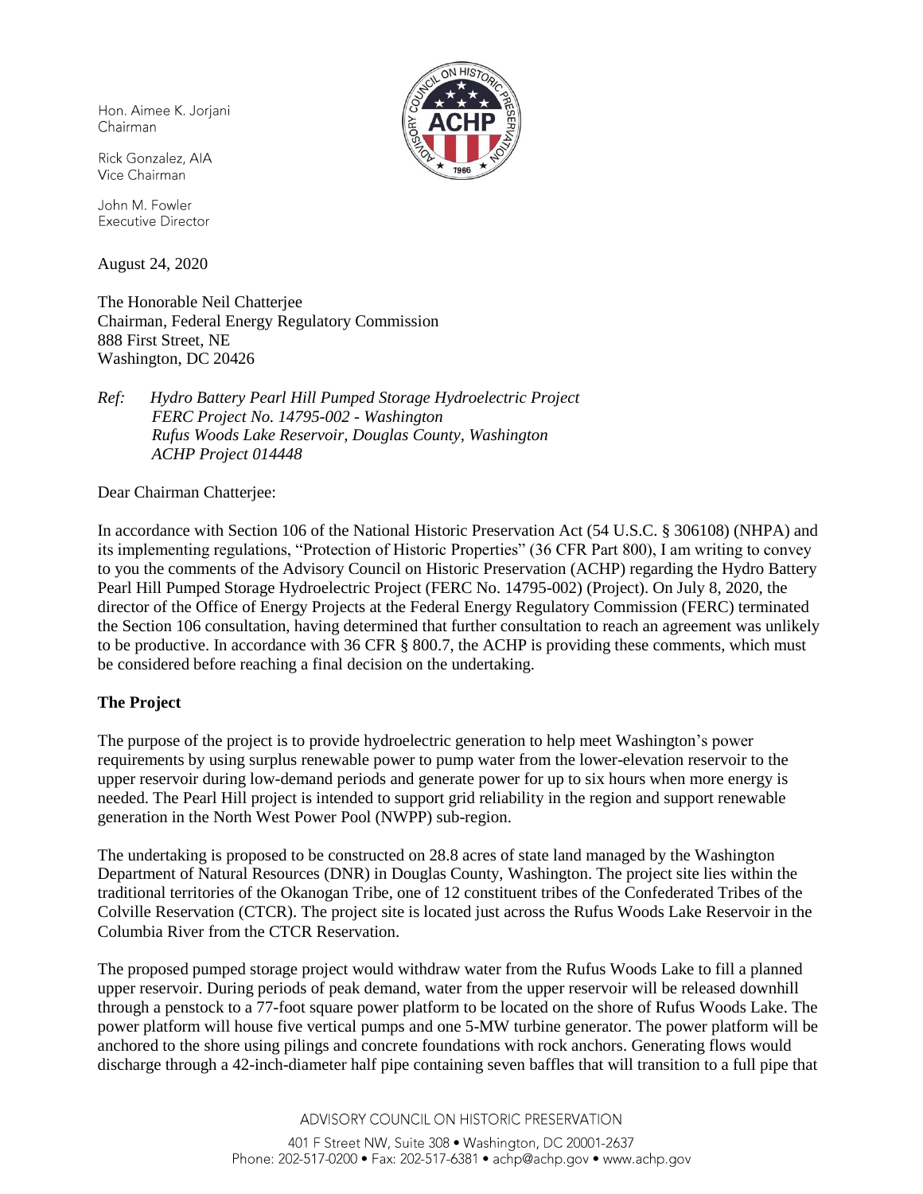Hon. Aimee K. Jorjani
Chairman

Rick Gonzalez, AIA
Vice Chairman

John M. Fowler
Executive Director

August 24, 2020

The Honorable Neil Chatterjee
Chairman, Federal Energy Regulatory Commission
888 First Street, NE
Washington, DC 20426

*Ref: Hydro Battery Pearl Hill Pumped Storage Hydroelectric Project*
*FERC Project No. 14795-002 - Washington*
*Rufus Woods Lake Reservoir, Douglas County, Washington*
*ACHP Project 014448*

Dear Chairman Chatterjee:

In accordance with Section 106 of the National Historic Preservation Act (54 U.S.C. § 306108) (NHPA) and its implementing regulations, "Protection of Historic Properties" (36 CFR Part 800), I am writing to convey to you the comments of the Advisory Council on Historic Preservation (ACHP) regarding the Hydro Battery Pearl Hill Pumped Storage Hydroelectric Project (FERC No. 14795-002) (Project). On July 8, 2020, the director of the Office of Energy Projects at the Federal Energy Regulatory Commission (FERC) terminated the Section 106 consultation, having determined that further consultation to reach an agreement was unlikely to be productive. In accordance with 36 CFR § 800.7, the ACHP is providing these comments, which must be considered before reaching a final decision on the undertaking.

**The Project**

The purpose of the project is to provide hydroelectric generation to help meet Washington's power requirements by using surplus renewable power to pump water from the lower-elevation reservoir to the upper reservoir during low-demand periods and generate power for up to six hours when more energy is needed. The Pearl Hill project is intended to support grid reliability in the region and support renewable generation in the North West Power Pool (NWPP) sub-region.

The undertaking is proposed to be constructed on 28.8 acres of state land managed by the Washington Department of Natural Resources (DNR) in Douglas County, Washington. The project site lies within the traditional territories of the Okanogan Tribe, one of 12 constituent tribes of the Confederated Tribes of the Colville Reservation (CTCR). The project site is located just across the Rufus Woods Lake Reservoir in the Columbia River from the CTCR Reservation.

The proposed pumped storage project would withdraw water from the Rufus Woods Lake to fill a planned upper reservoir. During periods of peak demand, water from the upper reservoir will be released downhill through a penstock to a 77-foot square power platform to be located on the shore of Rufus Woods Lake. The power platform will house five vertical pumps and one 5-MW turbine generator. The power platform will be anchored to the shore using pilings and concrete foundations with rock anchors. Generating flows would discharge through a 42-inch-diameter half pipe containing seven baffles that will transition to a full pipe that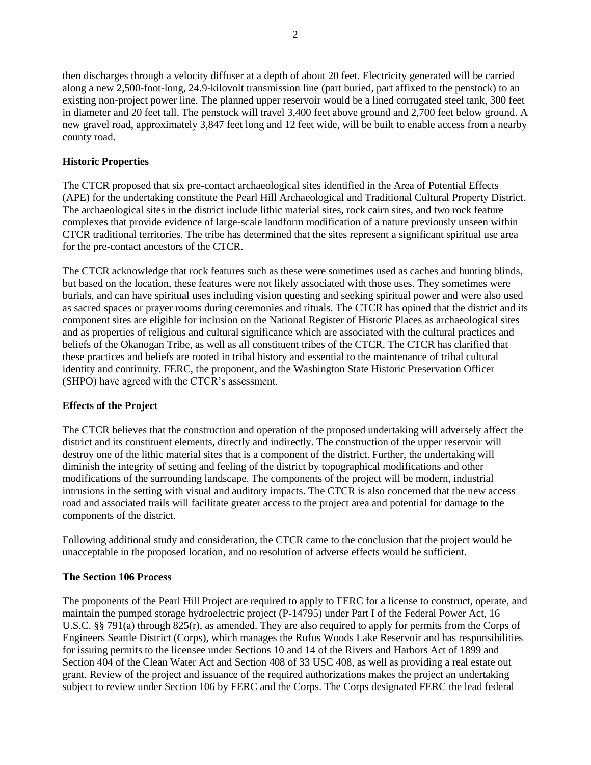then discharges through a velocity diffuser at a depth of about 20 feet. Electricity generated will be carried along a new 2,500-foot-long, 24.9-kilovolt transmission line (part buried, part affixed to the penstock) to an existing non-project power line. The planned upper reservoir would be a lined corrugated steel tank, 300 feet in diameter and 20 feet tall. The penstock will travel 3,400 feet above ground and 2,700 feet below ground. A new gravel road, approximately 3,847 feet long and 12 feet wide, will be built to enable access from a nearby county road.

**Historic Properties**

The CTCR proposed that six pre-contact archaeological sites identified in the Area of Potential Effects (APE) for the undertaking constitute the Pearl Hill Archaeological and Traditional Cultural Property District. The archaeological sites in the district include lithic material sites, rock cairn sites, and two rock feature complexes that provide evidence of large-scale landform modification of a nature previously unseen within CTCR traditional territories. The tribe has determined that the sites represent a significant spiritual use area for the pre-contact ancestors of the CTCR.

The CTCR acknowledge that rock features such as these were sometimes used as caches and hunting blinds, but based on the location, these features were not likely associated with those uses. They sometimes were burials, and can have spiritual uses including vision questing and seeking spiritual power and were also used as sacred spaces or prayer rooms during ceremonies and rituals. The CTCR has opined that the district and its component sites are eligible for inclusion on the National Register of Historic Places as archaeological sites and as properties of religious and cultural significance which are associated with the cultural practices and beliefs of the Okanogan Tribe, as well as all constituent tribes of the CTCR. The CTCR has clarified that these practices and beliefs are rooted in tribal history and essential to the maintenance of tribal cultural identity and continuity. FERC, the proponent, and the Washington State Historic Preservation Officer (SHPO) have agreed with the CTCR's assessment.

**Effects of the Project**

The CTCR believes that the construction and operation of the proposed undertaking will adversely affect the district and its constituent elements, directly and indirectly. The construction of the upper reservoir will destroy one of the lithic material sites that is a component of the district. Further, the undertaking will diminish the integrity of setting and feeling of the district by topographical modifications and other modifications of the surrounding landscape. The components of the project will be modern, industrial intrusions in the setting with visual and auditory impacts. The CTCR is also concerned that the new access road and associated trails will facilitate greater access to the project area and potential for damage to the components of the district.

Following additional study and consideration, the CTCR came to the conclusion that the project would be unacceptable in the proposed location, and no resolution of adverse effects would be sufficient.

**The Section 106 Process**

The proponents of the Pearl Hill Project are required to apply to FERC for a license to construct, operate, and maintain the pumped storage hydroelectric project (P-14795) under Part I of the Federal Power Act, 16 U.S.C. §§ 791(a) through 825(r), as amended. They are also required to apply for permits from the Corps of Engineers Seattle District (Corps), which manages the Rufus Woods Lake Reservoir and has responsibilities for issuing permits to the licensee under Sections 10 and 14 of the Rivers and Harbors Act of 1899 and Section 404 of the Clean Water Act and Section 408 of 33 USC 408, as well as providing a real estate out grant. Review of the project and issuance of the required authorizations makes the project an undertaking subject to review under Section 106 by FERC and the Corps. The Corps designated FERC the lead federal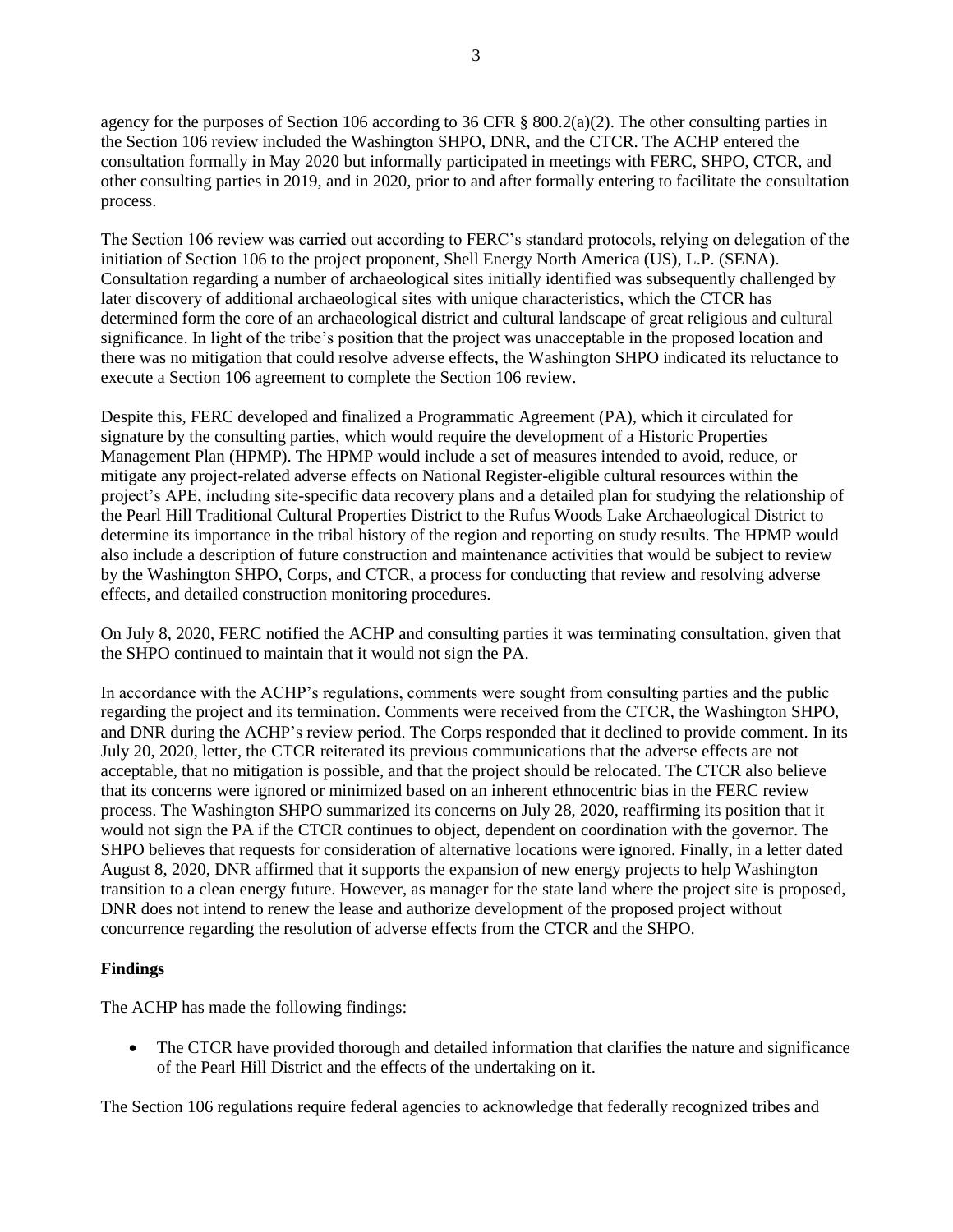agency for the purposes of Section 106 according to 36 CFR § 800.2(a)(2). The other consulting parties in the Section 106 review included the Washington SHPO, DNR, and the CTCR. The ACHP entered the consultation formally in May 2020 but informally participated in meetings with FERC, SHPO, CTCR, and other consulting parties in 2019, and in 2020, prior to and after formally entering to facilitate the consultation process.

The Section 106 review was carried out according to FERC's standard protocols, relying on delegation of the initiation of Section 106 to the project proponent, Shell Energy North America (US), L.P. (SENA). Consultation regarding a number of archaeological sites initially identified was subsequently challenged by later discovery of additional archaeological sites with unique characteristics, which the CTCR has determined form the core of an archaeological district and cultural landscape of great religious and cultural significance. In light of the tribe's position that the project was unacceptable in the proposed location and there was no mitigation that could resolve adverse effects, the Washington SHPO indicated its reluctance to execute a Section 106 agreement to complete the Section 106 review.

Despite this, FERC developed and finalized a Programmatic Agreement (PA), which it circulated for signature by the consulting parties, which would require the development of a Historic Properties Management Plan (HPMP). The HPMP would include a set of measures intended to avoid, reduce, or mitigate any project-related adverse effects on National Register-eligible cultural resources within the project's APE, including site-specific data recovery plans and a detailed plan for studying the relationship of the Pearl Hill Traditional Cultural Properties District to the Rufus Woods Lake Archaeological District to determine its importance in the tribal history of the region and reporting on study results. The HPMP would also include a description of future construction and maintenance activities that would be subject to review by the Washington SHPO, Corps, and CTCR, a process for conducting that review and resolving adverse effects, and detailed construction monitoring procedures.

On July 8, 2020, FERC notified the ACHP and consulting parties it was terminating consultation, given that the SHPO continued to maintain that it would not sign the PA.

In accordance with the ACHP's regulations, comments were sought from consulting parties and the public regarding the project and its termination. Comments were received from the CTCR, the Washington SHPO, and DNR during the ACHP's review period. The Corps responded that it declined to provide comment. In its July 20, 2020, letter, the CTCR reiterated its previous communications that the adverse effects are not acceptable, that no mitigation is possible, and that the project should be relocated. The CTCR also believe that its concerns were ignored or minimized based on an inherent ethnocentric bias in the FERC review process. The Washington SHPO summarized its concerns on July 28, 2020, reaffirming its position that it would not sign the PA if the CTCR continues to object, dependent on coordination with the governor. The SHPO believes that requests for consideration of alternative locations were ignored. Finally, in a letter dated August 8, 2020, DNR affirmed that it supports the expansion of new energy projects to help Washington transition to a clean energy future. However, as manager for the state land where the project site is proposed, DNR does not intend to renew the lease and authorize development of the proposed project without concurrence regarding the resolution of adverse effects from the CTCR and the SHPO.

**Findings**

The ACHP has made the following findings:

- The CTCR have provided thorough and detailed information that clarifies the nature and significance of the Pearl Hill District and the effects of the undertaking on it.

The Section 106 regulations require federal agencies to acknowledge that federally recognized tribes and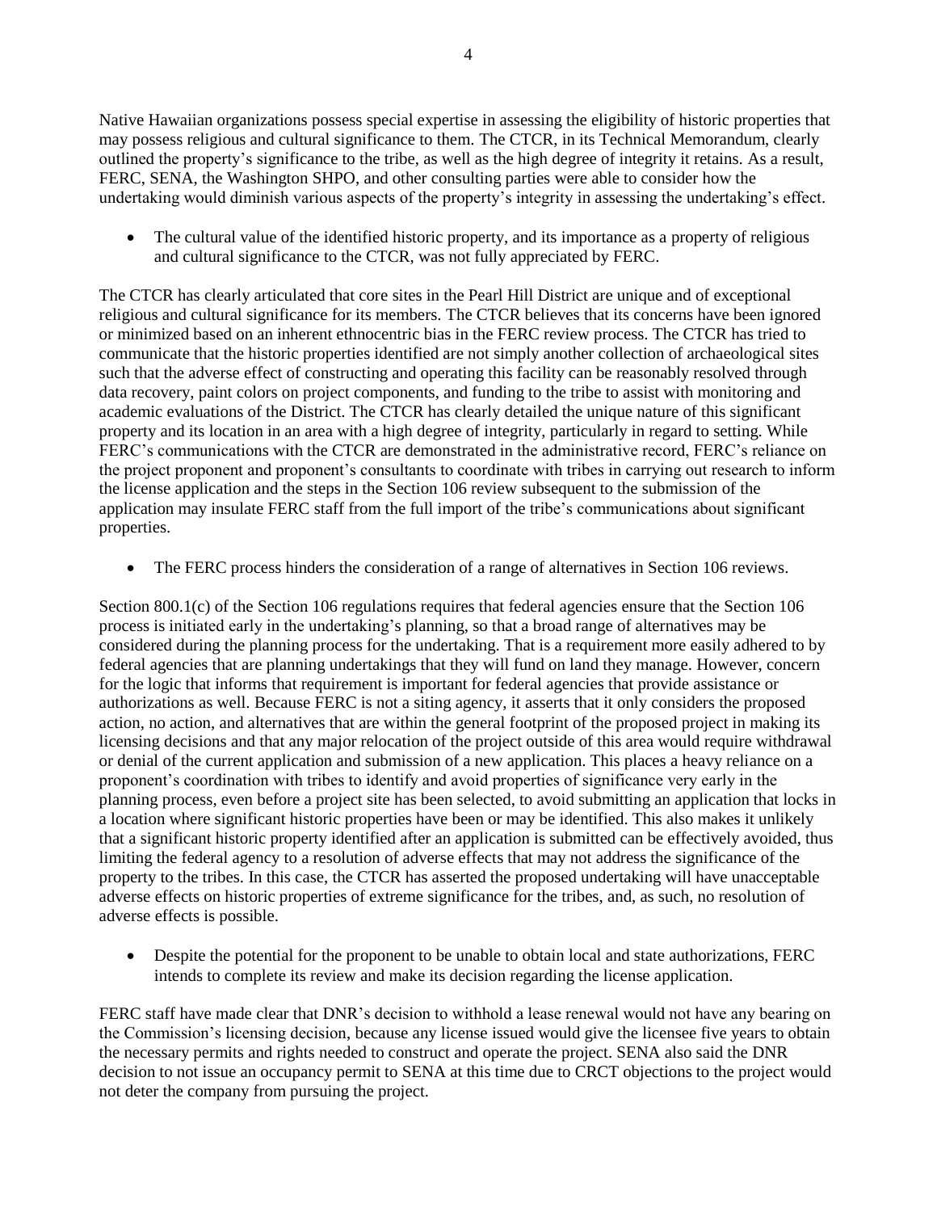Native Hawaiian organizations possess special expertise in assessing the eligibility of historic properties that may possess religious and cultural significance to them. The CTCR, in its Technical Memorandum, clearly outlined the property's significance to the tribe, as well as the high degree of integrity it retains. As a result, FERC, SENA, the Washington SHPO, and other consulting parties were able to consider how the undertaking would diminish various aspects of the property's integrity in assessing the undertaking's effect.

- The cultural value of the identified historic property, and its importance as a property of religious and cultural significance to the CTCR, was not fully appreciated by FERC.

The CTCR has clearly articulated that core sites in the Pearl Hill District are unique and of exceptional religious and cultural significance for its members. The CTCR believes that its concerns have been ignored or minimized based on an inherent ethnocentric bias in the FERC review process. The CTCR has tried to communicate that the historic properties identified are not simply another collection of archaeological sites such that the adverse effect of constructing and operating this facility can be reasonably resolved through data recovery, paint colors on project components, and funding to the tribe to assist with monitoring and academic evaluations of the District. The CTCR has clearly detailed the unique nature of this significant property and its location in an area with a high degree of integrity, particularly in regard to setting. While FERC's communications with the CTCR are demonstrated in the administrative record, FERC's reliance on the project proponent and proponent's consultants to coordinate with tribes in carrying out research to inform the license application and the steps in the Section 106 review subsequent to the submission of the application may insulate FERC staff from the full import of the tribe's communications about significant properties.

- The FERC process hinders the consideration of a range of alternatives in Section 106 reviews.

Section 800.1(c) of the Section 106 regulations requires that federal agencies ensure that the Section 106 process is initiated early in the undertaking's planning, so that a broad range of alternatives may be considered during the planning process for the undertaking. That is a requirement more easily adhered to by federal agencies that are planning undertakings that they will fund on land they manage. However, concern for the logic that informs that requirement is important for federal agencies that provide assistance or authorizations as well. Because FERC is not a siting agency, it asserts that it only considers the proposed action, no action, and alternatives that are within the general footprint of the proposed project in making its licensing decisions and that any major relocation of the project outside of this area would require withdrawal or denial of the current application and submission of a new application. This places a heavy reliance on a proponent's coordination with tribes to identify and avoid properties of significance very early in the planning process, even before a project site has been selected, to avoid submitting an application that locks in a location where significant historic properties have been or may be identified. This also makes it unlikely that a significant historic property identified after an application is submitted can be effectively avoided, thus limiting the federal agency to a resolution of adverse effects that may not address the significance of the property to the tribes. In this case, the CTCR has asserted the proposed undertaking will have unacceptable adverse effects on historic properties of extreme significance for the tribes, and, as such, no resolution of adverse effects is possible.

- Despite the potential for the proponent to be unable to obtain local and state authorizations, FERC intends to complete its review and make its decision regarding the license application.

FERC staff have made clear that DNR's decision to withhold a lease renewal would not have any bearing on the Commission's licensing decision, because any license issued would give the licensee five years to obtain the necessary permits and rights needed to construct and operate the project. SENA also said the DNR decision to not issue an occupancy permit to SENA at this time due to CRCT objections to the project would not deter the company from pursuing the project.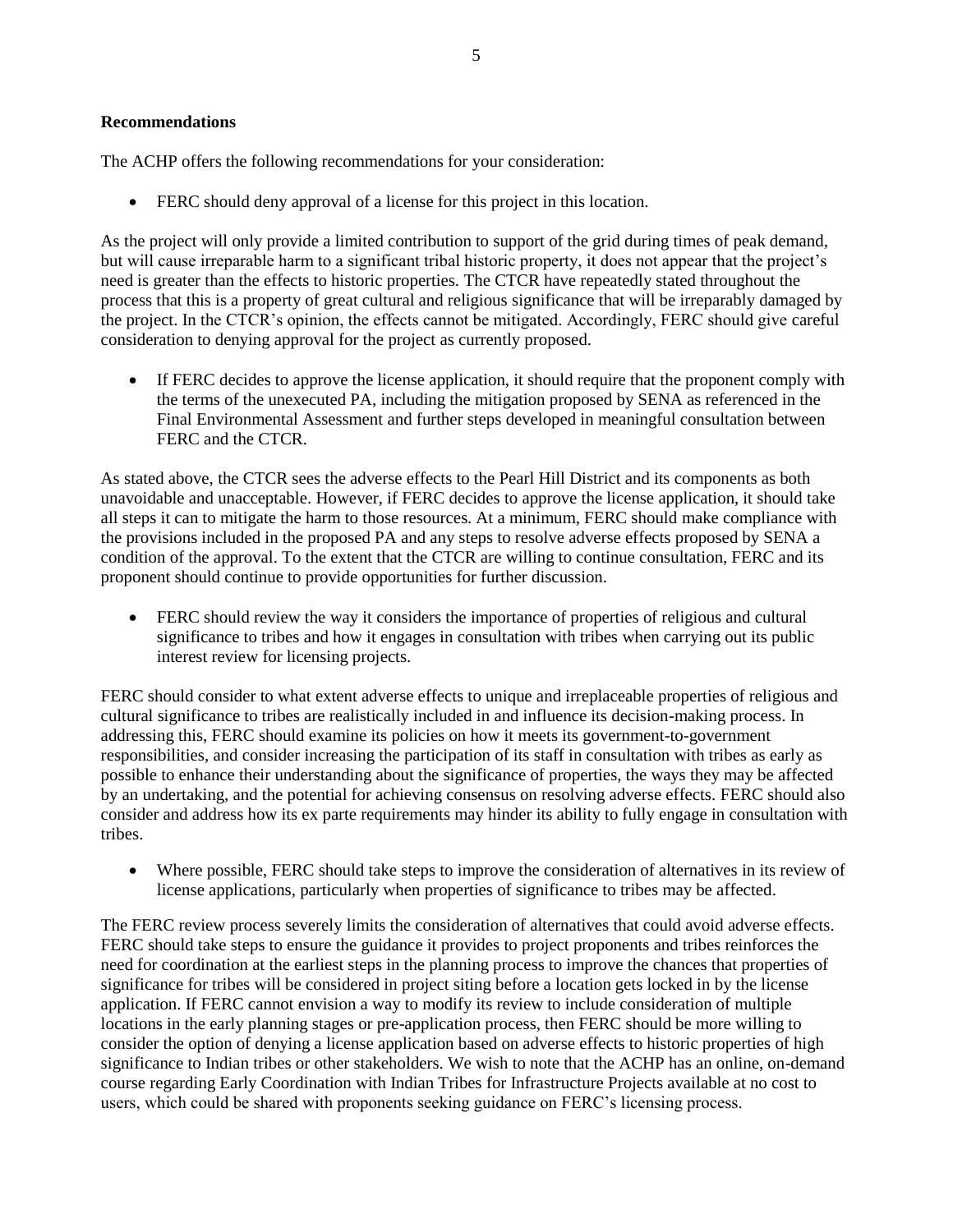**Recommendations**

The ACHP offers the following recommendations for your consideration:

- FERC should deny approval of a license for this project in this location.

As the project will only provide a limited contribution to support of the grid during times of peak demand, but will cause irreparable harm to a significant tribal historic property, it does not appear that the project's need is greater than the effects to historic properties. The CTCR have repeatedly stated throughout the process that this is a property of great cultural and religious significance that will be irreparably damaged by the project. In the CTCR's opinion, the effects cannot be mitigated. Accordingly, FERC should give careful consideration to denying approval for the project as currently proposed.

- If FERC decides to approve the license application, it should require that the proponent comply with the terms of the unexecuted PA, including the mitigation proposed by SENA as referenced in the Final Environmental Assessment and further steps developed in meaningful consultation between FERC and the CTCR.

As stated above, the CTCR sees the adverse effects to the Pearl Hill District and its components as both unavoidable and unacceptable. However, if FERC decides to approve the license application, it should take all steps it can to mitigate the harm to those resources. At a minimum, FERC should make compliance with the provisions included in the proposed PA and any steps to resolve adverse effects proposed by SENA a condition of the approval. To the extent that the CTCR are willing to continue consultation, FERC and its proponent should continue to provide opportunities for further discussion.

- FERC should review the way it considers the importance of properties of religious and cultural significance to tribes and how it engages in consultation with tribes when carrying out its public interest review for licensing projects.

FERC should consider to what extent adverse effects to unique and irreplaceable properties of religious and cultural significance to tribes are realistically included in and influence its decision-making process. In addressing this, FERC should examine its policies on how it meets its government-to-government responsibilities, and consider increasing the participation of its staff in consultation with tribes as early as possible to enhance their understanding about the significance of properties, the ways they may be affected by an undertaking, and the potential for achieving consensus on resolving adverse effects. FERC should also consider and address how its ex parte requirements may hinder its ability to fully engage in consultation with tribes.

- Where possible, FERC should take steps to improve the consideration of alternatives in its review of license applications, particularly when properties of significance to tribes may be affected.

The FERC review process severely limits the consideration of alternatives that could avoid adverse effects. FERC should take steps to ensure the guidance it provides to project proponents and tribes reinforces the need for coordination at the earliest steps in the planning process to improve the chances that properties of significance for tribes will be considered in project siting before a location gets locked in by the license application. If FERC cannot envision a way to modify its review to include consideration of multiple locations in the early planning stages or pre-application process, then FERC should be more willing to consider the option of denying a license application based on adverse effects to historic properties of high significance to Indian tribes or other stakeholders. We wish to note that the ACHP has an online, on-demand course regarding Early Coordination with Indian Tribes for Infrastructure Projects available at no cost to users, which could be shared with proponents seeking guidance on FERC's licensing process.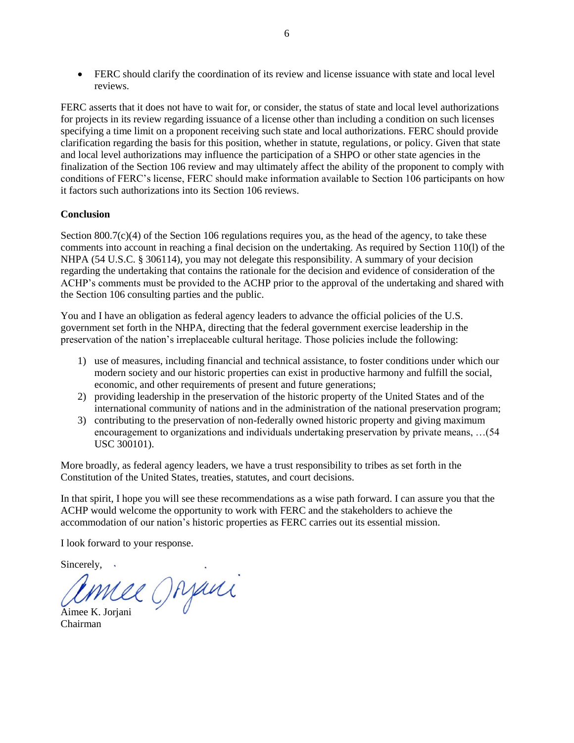- FERC should clarify the coordination of its review and license issuance with state and local level reviews.

FERC asserts that it does not have to wait for, or consider, the status of state and local level authorizations for projects in its review regarding issuance of a license other than including a condition on such licenses specifying a time limit on a proponent receiving such state and local authorizations. FERC should provide clarification regarding the basis for this position, whether in statute, regulations, or policy. Given that state and local level authorizations may influence the participation of a SHPO or other state agencies in the finalization of the Section 106 review and may ultimately affect the ability of the proponent to comply with conditions of FERC's license, FERC should make information available to Section 106 participants on how it factors such authorizations into its Section 106 reviews.

**Conclusion**

Section 800.7(c)(4) of the Section 106 regulations requires you, as the head of the agency, to take these comments into account in reaching a final decision on the undertaking. As required by Section 110(l) of the NHPA (54 U.S.C. § 306114), you may not delegate this responsibility. A summary of your decision regarding the undertaking that contains the rationale for the decision and evidence of consideration of the ACHP's comments must be provided to the ACHP prior to the approval of the undertaking and shared with the Section 106 consulting parties and the public.

You and I have an obligation as federal agency leaders to advance the official policies of the U.S. government set forth in the NHPA, directing that the federal government exercise leadership in the preservation of the nation's irreplaceable cultural heritage. Those policies include the following:

1) use of measures, including financial and technical assistance, to foster conditions under which our modern society and our historic properties can exist in productive harmony and fulfill the social, economic, and other requirements of present and future generations;
2) providing leadership in the preservation of the historic property of the United States and of the international community of nations and in the administration of the national preservation program;
3) contributing to the preservation of non-federally owned historic property and giving maximum encouragement to organizations and individuals undertaking preservation by private means, …(54 USC 300101).

More broadly, as federal agency leaders, we have a trust responsibility to tribes as set forth in the Constitution of the United States, treaties, statutes, and court decisions.

In that spirit, I hope you will see these recommendations as a wise path forward. I can assure you that the ACHP would welcome the opportunity to work with FERC and the stakeholders to achieve the accommodation of our nation's historic properties as FERC carries out its essential mission.

I look forward to your response.

Sincerely,

Aimee K. Jorjani
Chairman